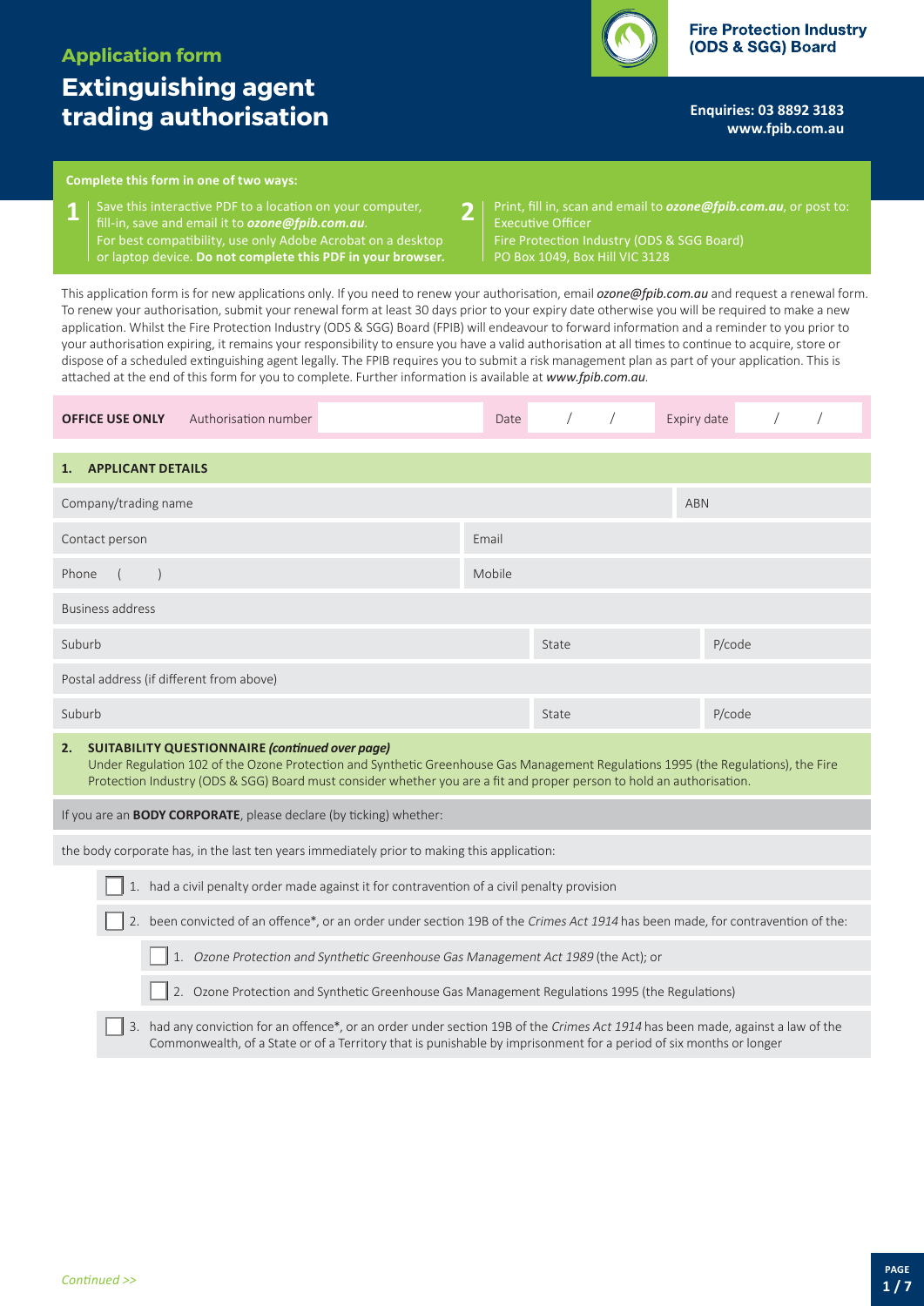# Application form

# Extinguishing agent trading authorisation

**Fire Protection Industry (ODS & SGG) Board**

**Enquiries: 03 8892 3183**
**www.fpib.com.au**

**Complete this form in one of two ways:**

1. Save this interactive PDF to a location on your computer, fill-in, save and email it to ***ozone@fpib.com.au***. For best compatibility, use only Adobe Acrobat on a desktop or laptop device. **Do not complete this PDF in your browser.**
2. Print, fill in, scan and email to ***ozone@fpib.com.au***, or post to: Executive Officer, Fire Protection Industry (ODS & SGG Board), PO Box 1049, Box Hill VIC 3128

This application form is for new applications only. If you need to renew your authorisation, email ***ozone@fpib.com.au*** and request a renewal form. To renew your authorisation, submit your renewal form at least 30 days prior to your expiry date otherwise you will be required to make a new application. Whilst the Fire Protection Industry (ODS & SGG) Board (FPIB) will endeavour to forward information and a reminder to you prior to your authorisation expiring, it remains your responsibility to ensure you have a valid authorisation at all times to continue to acquire, store or dispose of a scheduled extinguishing agent legally. The FPIB requires you to submit a risk management plan as part of your application. This is attached at the end of this form for you to complete. Further information is available at ***www.fpib.com.au***.

| **OFFICE USE ONLY** | Authorisation number | | Date | / / | Expiry date | / / |
|---|---|---|---|---|---|---|

## 1. APPLICANT DETAILS

| | | | | |
|---|---|---|---|---|
| Company/trading name | | | ABN | |
| Contact person | | Email | | |
| Phone ( ) | | Mobile | | |
| Business address | | | | |
| Suburb | | State | | P/code |
| Postal address (if different from above) | | | | |
| Suburb | | State | | P/code |

## 2. SUITABILITY QUESTIONNAIRE *(continued over page)*

Under Regulation 102 of the Ozone Protection and Synthetic Greenhouse Gas Management Regulations 1995 (the Regulations), the Fire Protection Industry (ODS & SGG) Board must consider whether you are a fit and proper person to hold an authorisation.

If you are an **BODY CORPORATE**, please declare (by ticking) whether:

the body corporate has, in the last ten years immediately prior to making this application:

- ☐ 1. had a civil penalty order made against it for contravention of a civil penalty provision
- ☐ 2. been convicted of an offence*, or an order under section 19B of the *Crimes Act 1914* has been made, for contravention of the:
  - ☐ 1. *Ozone Protection and Synthetic Greenhouse Gas Management Act 1989* (the Act); or
  - ☐ 2. Ozone Protection and Synthetic Greenhouse Gas Management Regulations 1995 (the Regulations)
- ☐ 3. had any conviction for an offence*, or an order under section 19B of the *Crimes Act 1914* has been made, against a law of the Commonwealth, of a State or of a Territory that is punishable by imprisonment for a period of six months or longer

*Continued >>*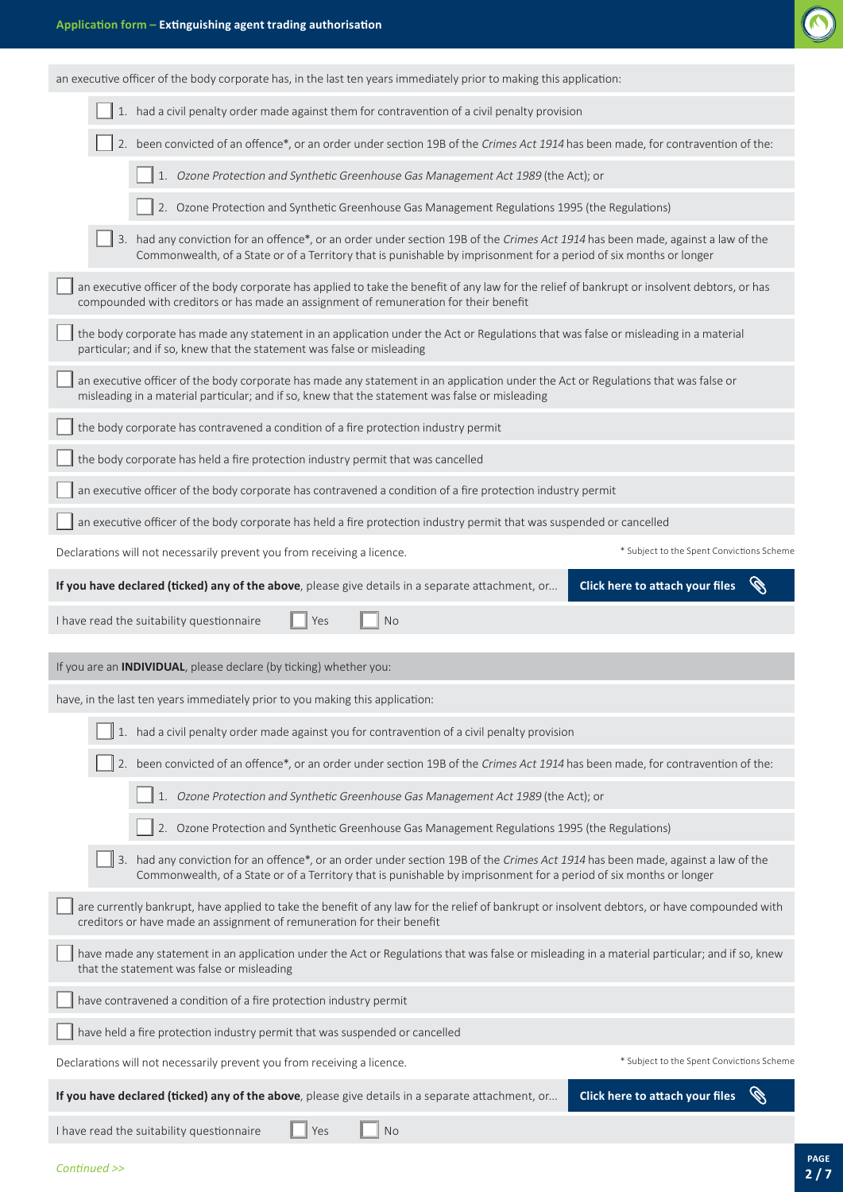an executive officer of the body corporate has, in the last ten years immediately prior to making this application:

- ☐ 1. had a civil penalty order made against them for contravention of a civil penalty provision
- ☐ 2. been convicted of an offence*, or an order under section 19B of the *Crimes Act 1914* has been made, for contravention of the:
  - ☐ 1. *Ozone Protection and Synthetic Greenhouse Gas Management Act 1989* (the Act); or
  - ☐ 2. Ozone Protection and Synthetic Greenhouse Gas Management Regulations 1995 (the Regulations)
- ☐ 3. had any conviction for an offence*, or an order under section 19B of the *Crimes Act 1914* has been made, against a law of the Commonwealth, of a State or of a Territory that is punishable by imprisonment for a period of six months or longer

☐ an executive officer of the body corporate has applied to take the benefit of any law for the relief of bankrupt or insolvent debtors, or has compounded with creditors or has made an assignment of remuneration for their benefit

☐ the body corporate has made any statement in an application under the Act or Regulations that was false or misleading in a material particular; and if so, knew that the statement was false or misleading

☐ an executive officer of the body corporate has made any statement in an application under the Act or Regulations that was false or misleading in a material particular; and if so, knew that the statement was false or misleading

☐ the body corporate has contravened a condition of a fire protection industry permit

☐ the body corporate has held a fire protection industry permit that was cancelled

☐ an executive officer of the body corporate has contravened a condition of a fire protection industry permit

☐ an executive officer of the body corporate has held a fire protection industry permit that was suspended or cancelled

Declarations will not necessarily prevent you from receiving a licence.

\* Subject to the Spent Convictions Scheme

**If you have declared (ticked) any of the above**, please give details in a separate attachment, or... **Click here to attach your files**

I have read the suitability questionnaire ☐ Yes ☐ No

If you are an **INDIVIDUAL**, please declare (by ticking) whether you:

have, in the last ten years immediately prior to you making this application:

- ☐ 1. had a civil penalty order made against you for contravention of a civil penalty provision
- ☐ 2. been convicted of an offence*, or an order under section 19B of the *Crimes Act 1914* has been made, for contravention of the:
  - ☐ 1. *Ozone Protection and Synthetic Greenhouse Gas Management Act 1989* (the Act); or
  - ☐ 2. Ozone Protection and Synthetic Greenhouse Gas Management Regulations 1995 (the Regulations)
- ☐ 3. had any conviction for an offence*, or an order under section 19B of the *Crimes Act 1914* has been made, against a law of the Commonwealth, of a State or of a Territory that is punishable by imprisonment for a period of six months or longer

☐ are currently bankrupt, have applied to take the benefit of any law for the relief of bankrupt or insolvent debtors, or have compounded with creditors or have made an assignment of remuneration for their benefit

☐ have made any statement in an application under the Act or Regulations that was false or misleading in a material particular; and if so, knew that the statement was false or misleading

☐ have contravened a condition of a fire protection industry permit

☐ have held a fire protection industry permit that was suspended or cancelled

Declarations will not necessarily prevent you from receiving a licence.

\* Subject to the Spent Convictions Scheme

**If you have declared (ticked) any of the above**, please give details in a separate attachment, or... **Click here to attach your files**

I have read the suitability questionnaire ☐ Yes ☐ No

*Continued >>*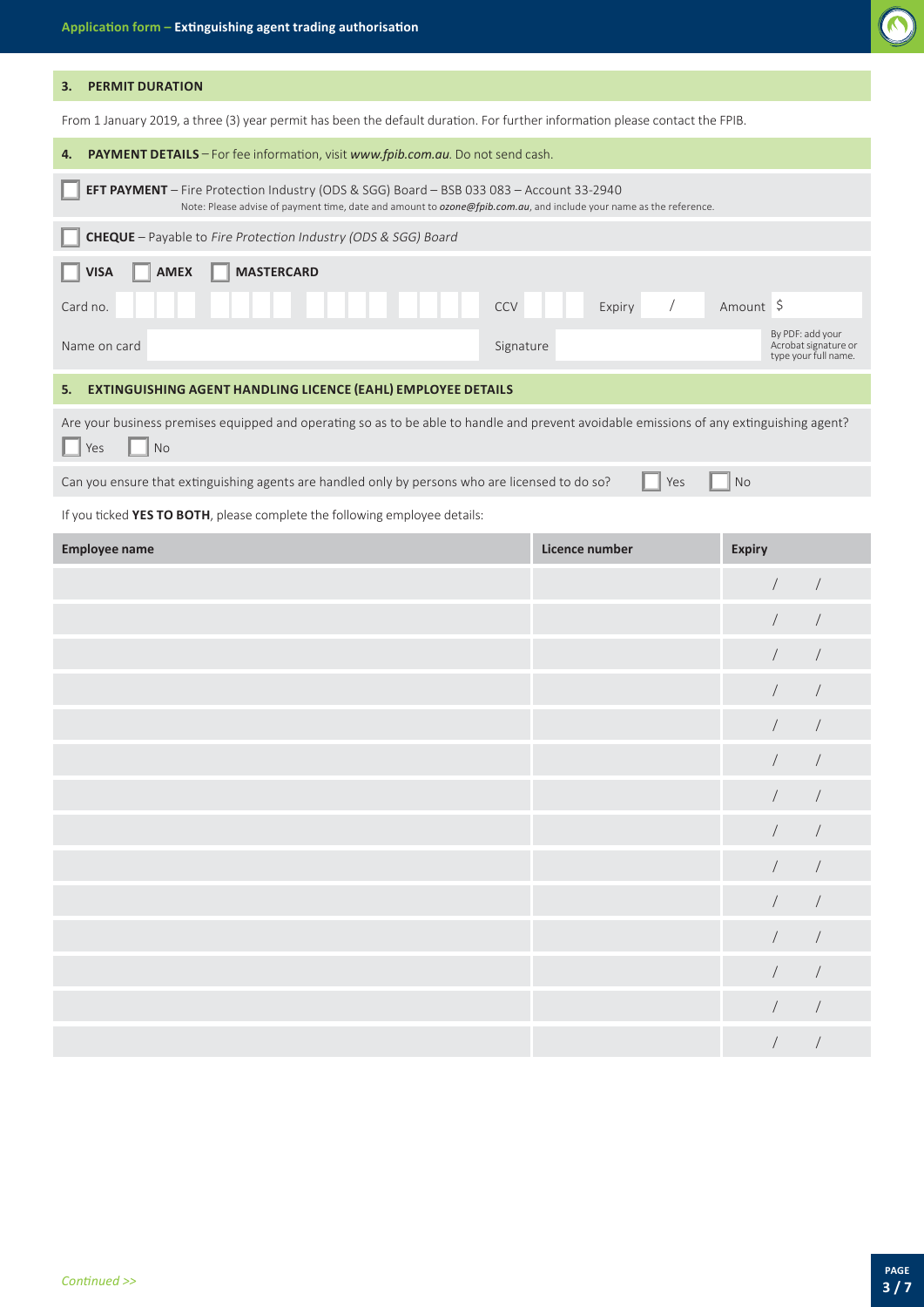## 3. PERMIT DURATION

From 1 January 2019, a three (3) year permit has been the default duration. For further information please contact the FPIB.

## 4. PAYMENT DETAILS – For fee information, visit *www.fpib.com.au*. Do not send cash.

☐ **EFT PAYMENT** – Fire Protection Industry (ODS & SGG) Board – BSB 033 083 – Account 33-2940
Note: Please advise of payment time, date and amount to ***ozone@fpib.com.au***, and include your name as the reference.

☐ **CHEQUE** – Payable to *Fire Protection Industry (ODS & SGG) Board*

☐ **VISA** ☐ **AMEX** ☐ **MASTERCARD**

Card no. ____ ____ ____ ____ CCV ___ Expiry __ / __ Amount $ ______

Name on card ______________________ Signature ______________________ By PDF: add your Acrobat signature or type your full name.

## 5. EXTINGUISHING AGENT HANDLING LICENCE (EAHL) EMPLOYEE DETAILS

Are your business premises equipped and operating so as to be able to handle and prevent avoidable emissions of any extinguishing agent?
☐ Yes ☐ No

Can you ensure that extinguishing agents are handled only by persons who are licensed to do so? ☐ Yes ☐ No

If you ticked **YES TO BOTH**, please complete the following employee details:

| Employee name | Licence number | Expiry |
|---|---|---|
| | | / / |
| | | / / |
| | | / / |
| | | / / |
| | | / / |
| | | / / |
| | | / / |
| | | / / |
| | | / / |
| | | / / |
| | | / / |
| | | / / |
| | | / / |
| | | / / |

*Continued >>*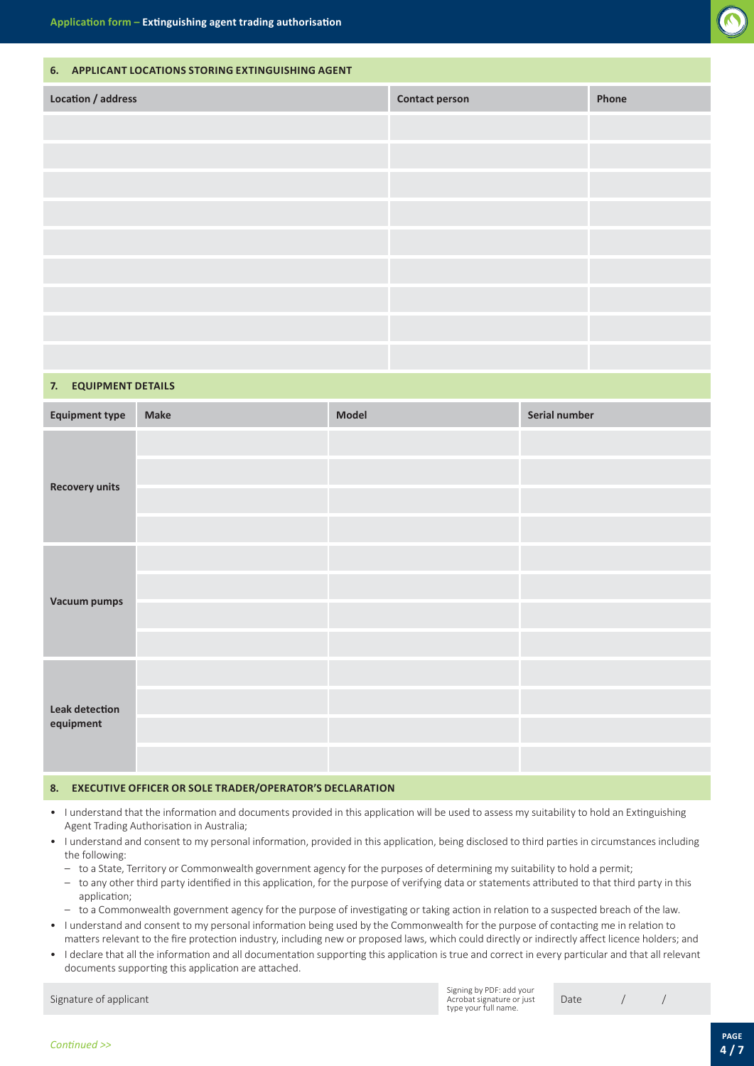## 6. APPLICANT LOCATIONS STORING EXTINGUISHING AGENT

| Location / address | Contact person | Phone |
|---|---|---|
| | | |
| | | |
| | | |
| | | |
| | | |
| | | |
| | | |
| | | |
| | | |

## 7. EQUIPMENT DETAILS

| Equipment type | Make | Model | Serial number |
|---|---|---|---|
| Recovery units | | | |
| | | | |
| | | | |
| | | | |
| Vacuum pumps | | | |
| | | | |
| | | | |
| | | | |
| Leak detection equipment | | | |
| | | | |
| | | | |
| | | | |

## 8. EXECUTIVE OFFICER OR SOLE TRADER/OPERATOR'S DECLARATION

- I understand that the information and documents provided in this application will be used to assess my suitability to hold an Extinguishing Agent Trading Authorisation in Australia;
- I understand and consent to my personal information, provided in this application, being disclosed to third parties in circumstances including the following:
  - to a State, Territory or Commonwealth government agency for the purposes of determining my suitability to hold a permit;
  - to any other third party identified in this application, for the purpose of verifying data or statements attributed to that third party in this application;
  - to a Commonwealth government agency for the purpose of investigating or taking action in relation to a suspected breach of the law.
- I understand and consent to my personal information being used by the Commonwealth for the purpose of contacting me in relation to matters relevant to the fire protection industry, including new or proposed laws, which could directly or indirectly affect licence holders; and
- I declare that all the information and all documentation supporting this application is true and correct in every particular and that all relevant documents supporting this application are attached.

| Signature of applicant | Signing by PDF: add your Acrobat signature or just type your full name. | Date / / |
|---|---|---|

*Continued >>*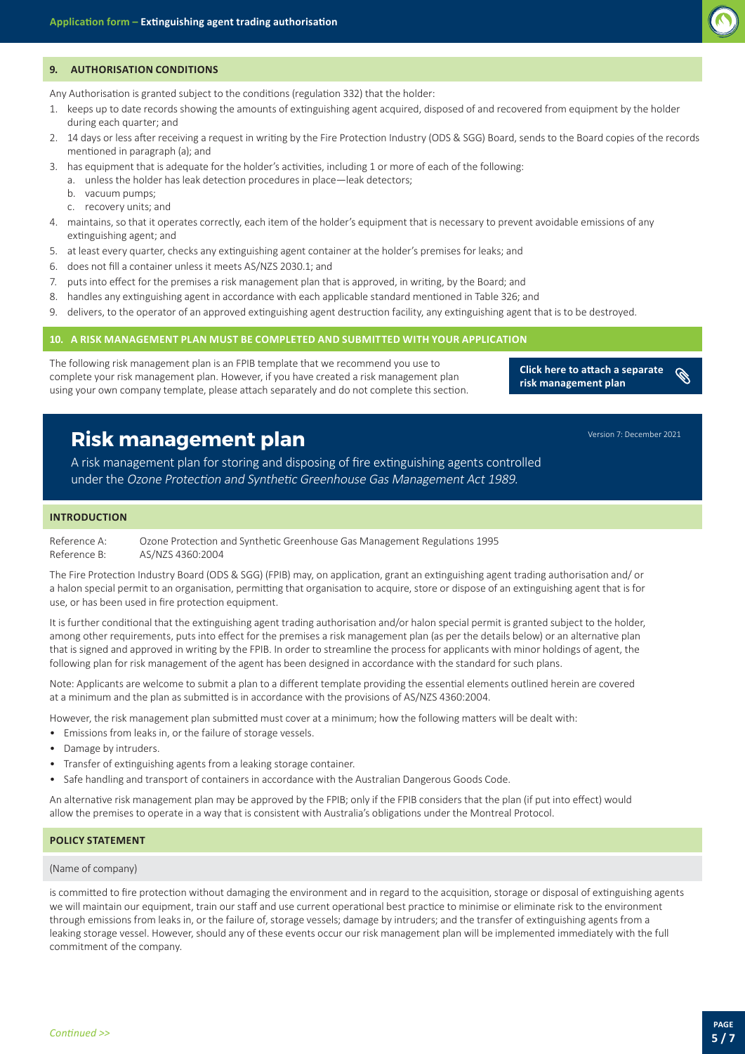## 9. AUTHORISATION CONDITIONS

Any Authorisation is granted subject to the conditions (regulation 332) that the holder:

1. keeps up to date records showing the amounts of extinguishing agent acquired, disposed of and recovered from equipment by the holder during each quarter; and
2. 14 days or less after receiving a request in writing by the Fire Protection Industry (ODS & SGG) Board, sends to the Board copies of the records mentioned in paragraph (a); and
3. has equipment that is adequate for the holder's activities, including 1 or more of each of the following:
   a. unless the holder has leak detection procedures in place—leak detectors;
   b. vacuum pumps;
   c. recovery units; and
4. maintains, so that it operates correctly, each item of the holder's equipment that is necessary to prevent avoidable emissions of any extinguishing agent; and
5. at least every quarter, checks any extinguishing agent container at the holder's premises for leaks; and
6. does not fill a container unless it meets AS/NZS 2030.1; and
7. puts into effect for the premises a risk management plan that is approved, in writing, by the Board; and
8. handles any extinguishing agent in accordance with each applicable standard mentioned in Table 326; and
9. delivers, to the operator of an approved extinguishing agent destruction facility, any extinguishing agent that is to be destroyed.

## 10. A RISK MANAGEMENT PLAN MUST BE COMPLETED AND SUBMITTED WITH YOUR APPLICATION

The following risk management plan is an FPIB template that we recommend you use to complete your risk management plan. However, if you have created a risk management plan using your own company template, please attach separately and do not complete this section.

**Click here to attach a separate risk management plan**

# Risk management plan

Version 7: December 2021

A risk management plan for storing and disposing of fire extinguishing agents controlled under the *Ozone Protection and Synthetic Greenhouse Gas Management Act 1989.*

### INTRODUCTION

Reference A: Ozone Protection and Synthetic Greenhouse Gas Management Regulations 1995
Reference B: AS/NZS 4360:2004

The Fire Protection Industry Board (ODS & SGG) (FPIB) may, on application, grant an extinguishing agent trading authorisation and/ or a halon special permit to an organisation, permitting that organisation to acquire, store or dispose of an extinguishing agent that is for use, or has been used in fire protection equipment.

It is further conditional that the extinguishing agent trading authorisation and/or halon special permit is granted subject to the holder, among other requirements, puts into effect for the premises a risk management plan (as per the details below) or an alternative plan that is signed and approved in writing by the FPIB. In order to streamline the process for applicants with minor holdings of agent, the following plan for risk management of the agent has been designed in accordance with the standard for such plans.

Note: Applicants are welcome to submit a plan to a different template providing the essential elements outlined herein are covered at a minimum and the plan as submitted is in accordance with the provisions of AS/NZS 4360:2004.

However, the risk management plan submitted must cover at a minimum; how the following matters will be dealt with:

- Emissions from leaks in, or the failure of storage vessels.
- Damage by intruders.
- Transfer of extinguishing agents from a leaking storage container.
- Safe handling and transport of containers in accordance with the Australian Dangerous Goods Code.

An alternative risk management plan may be approved by the FPIB; only if the FPIB considers that the plan (if put into effect) would allow the premises to operate in a way that is consistent with Australia's obligations under the Montreal Protocol.

### POLICY STATEMENT

(Name of company)

is committed to fire protection without damaging the environment and in regard to the acquisition, storage or disposal of extinguishing agents we will maintain our equipment, train our staff and use current operational best practice to minimise or eliminate risk to the environment through emissions from leaks in, or the failure of, storage vessels; damage by intruders; and the transfer of extinguishing agents from a leaking storage vessel. However, should any of these events occur our risk management plan will be implemented immediately with the full commitment of the company.

*Continued >>*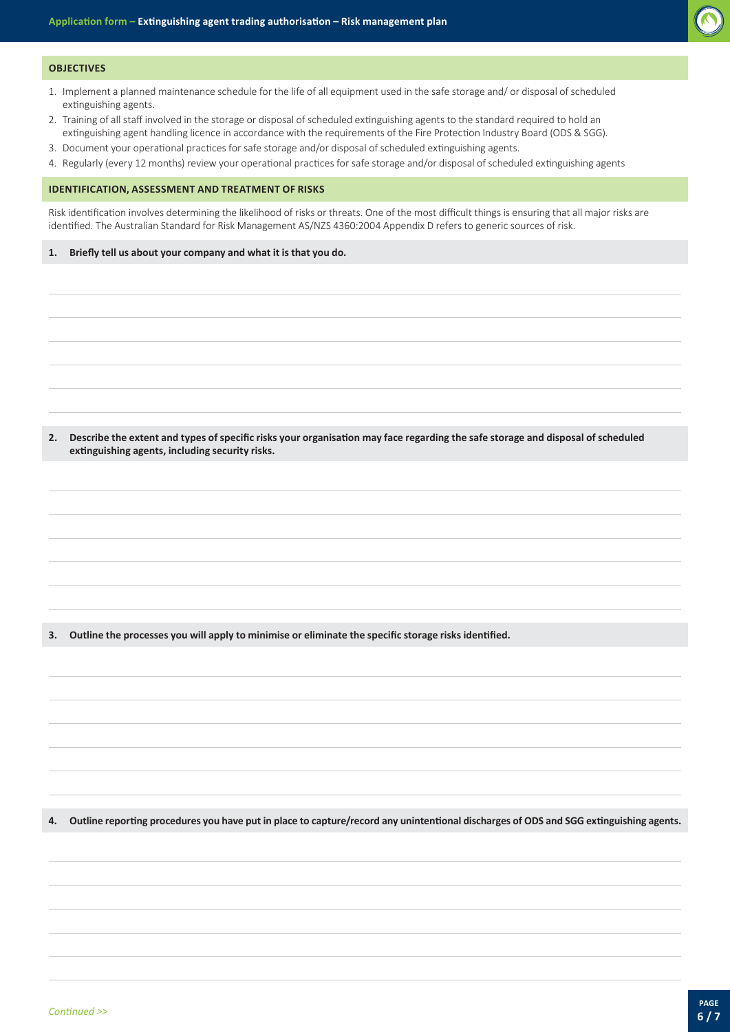## OBJECTIVES

1. Implement a planned maintenance schedule for the life of all equipment used in the safe storage and/ or disposal of scheduled extinguishing agents.
2. Training of all staff involved in the storage or disposal of scheduled extinguishing agents to the standard required to hold an extinguishing agent handling licence in accordance with the requirements of the Fire Protection Industry Board (ODS & SGG).
3. Document your operational practices for safe storage and/or disposal of scheduled extinguishing agents.
4. Regularly (every 12 months) review your operational practices for safe storage and/or disposal of scheduled extinguishing agents

## IDENTIFICATION, ASSESSMENT AND TREATMENT OF RISKS

Risk identification involves determining the likelihood of risks or threats. One of the most difficult things is ensuring that all major risks are identified. The Australian Standard for Risk Management AS/NZS 4360:2004 Appendix D refers to generic sources of risk.

**1. Briefly tell us about your company and what it is that you do.**

**2. Describe the extent and types of specific risks your organisation may face regarding the safe storage and disposal of scheduled extinguishing agents, including security risks.**

**3. Outline the processes you will apply to minimise or eliminate the specific storage risks identified.**

**4. Outline reporting procedures you have put in place to capture/record any unintentional discharges of ODS and SGG extinguishing agents.**

*Continued >>*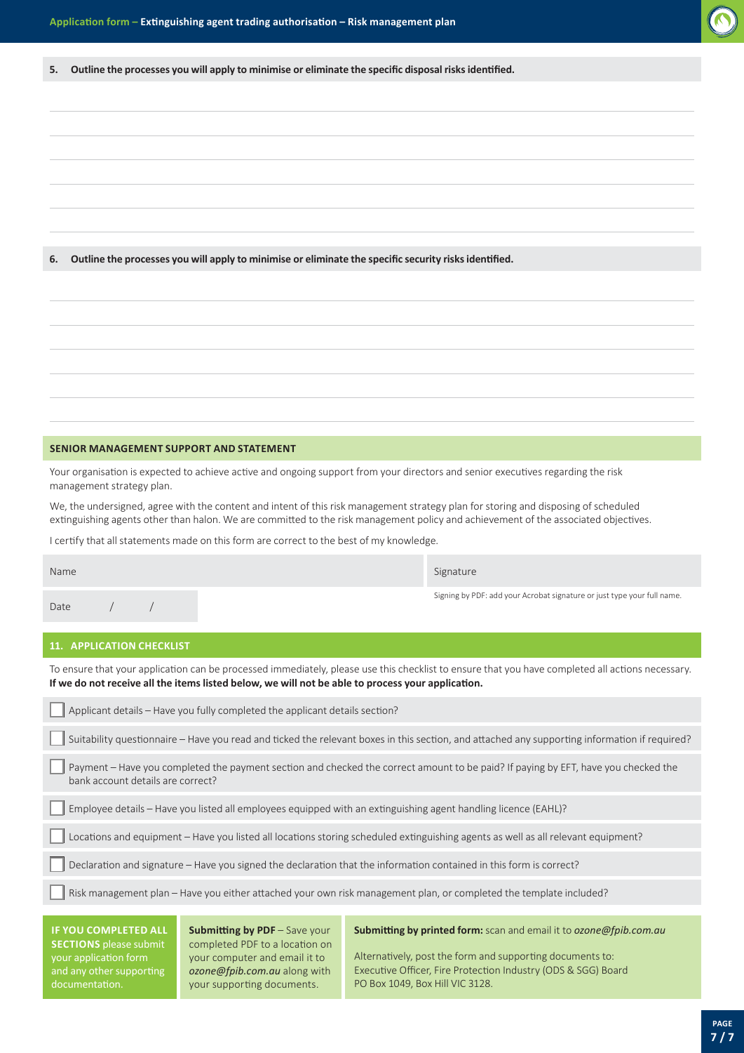5. **Outline the processes you will apply to minimise or eliminate the specific disposal risks identified.**

6. **Outline the processes you will apply to minimise or eliminate the specific security risks identified.**

## SENIOR MANAGEMENT SUPPORT AND STATEMENT

Your organisation is expected to achieve active and ongoing support from your directors and senior executives regarding the risk management strategy plan.

We, the undersigned, agree with the content and intent of this risk management strategy plan for storing and disposing of scheduled extinguishing agents other than halon. We are committed to the risk management policy and achievement of the associated objectives.

I certify that all statements made on this form are correct to the best of my knowledge.

Name

Signature

Signing by PDF: add your Acrobat signature or just type your full name.

Date / /

## 11. APPLICATION CHECKLIST

To ensure that your application can be processed immediately, please use this checklist to ensure that you have completed all actions necessary. **If we do not receive all the items listed below, we will not be able to process your application.**

- ☐ Applicant details – Have you fully completed the applicant details section?
- ☐ Suitability questionnaire – Have you read and ticked the relevant boxes in this section, and attached any supporting information if required?
- ☐ Payment – Have you completed the payment section and checked the correct amount to be paid? If paying by EFT, have you checked the bank account details are correct?
- ☐ Employee details – Have you listed all employees equipped with an extinguishing agent handling licence (EAHL)?
- ☐ Locations and equipment – Have you listed all locations storing scheduled extinguishing agents as well as all relevant equipment?
- ☐ Declaration and signature – Have you signed the declaration that the information contained in this form is correct?
- ☐ Risk management plan – Have you either attached your own risk management plan, or completed the template included?

**IF YOU COMPLETED ALL SECTIONS** please submit your application form and any other supporting documentation.

**Submitting by PDF** – Save your completed PDF to a location on your computer and email it to *ozone@fpib.com.au* along with your supporting documents.

**Submitting by printed form:** scan and email it to *ozone@fpib.com.au*

Alternatively, post the form and supporting documents to:
Executive Officer, Fire Protection Industry (ODS & SGG) Board
PO Box 1049, Box Hill VIC 3128.